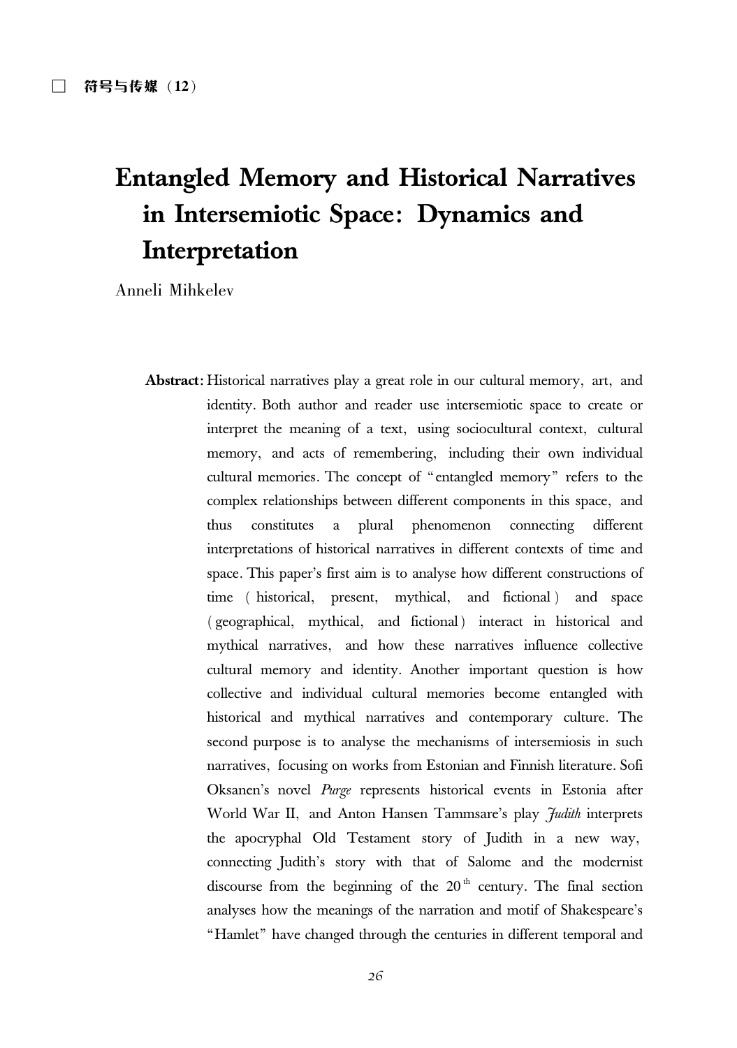# Entangled Memory and Historical Narratives in Intersemiotic Space: Dynamics and Interpretation

Anneli Mihkelev

**Abstract:** Historical narratives play a great role in our cultural memory, art, and identity. Both author and reader use intersemiotic space to create or interpret the meaning of a text, using sociocultural context, cultural memory, and acts of remembering, including their own individual cultural memories. The concept of "entangled memory" refers to the complex relationships between different components in this space, and thus constitutes a plural phenomenon connecting different interpretations of historical narratives in different contexts of time and space. This paper's first aim is to analyse how different constructions of time (historical, present, mythical, and fictional) and space (geographical, mythical, and fictional) interact in historical and mythical narratives, and how these narratives influence collective cultural memory and identity. Another important question is how collective and individual cultural memories become entangled with historical and mythical narratives and contemporary culture. The second purpose is to analyse the mechanisms of intersemiosis in such narratives, focusing on works from Estonian and Finnish literature. Sofi Oksanen's novel *Purge* represents historical events in Estonia after World War II, and Anton Hansen Tammsare's play *Judith* interprets the apocryphal Old Testament story of Judith in a new way, connecting Judith's story with that of Salome and the modernist discourse from the beginning of the 20th century. The final section analyses how the meanings of the narration and motif of Shakespeare's "Hamlet" have changed through the centuries in different temporal and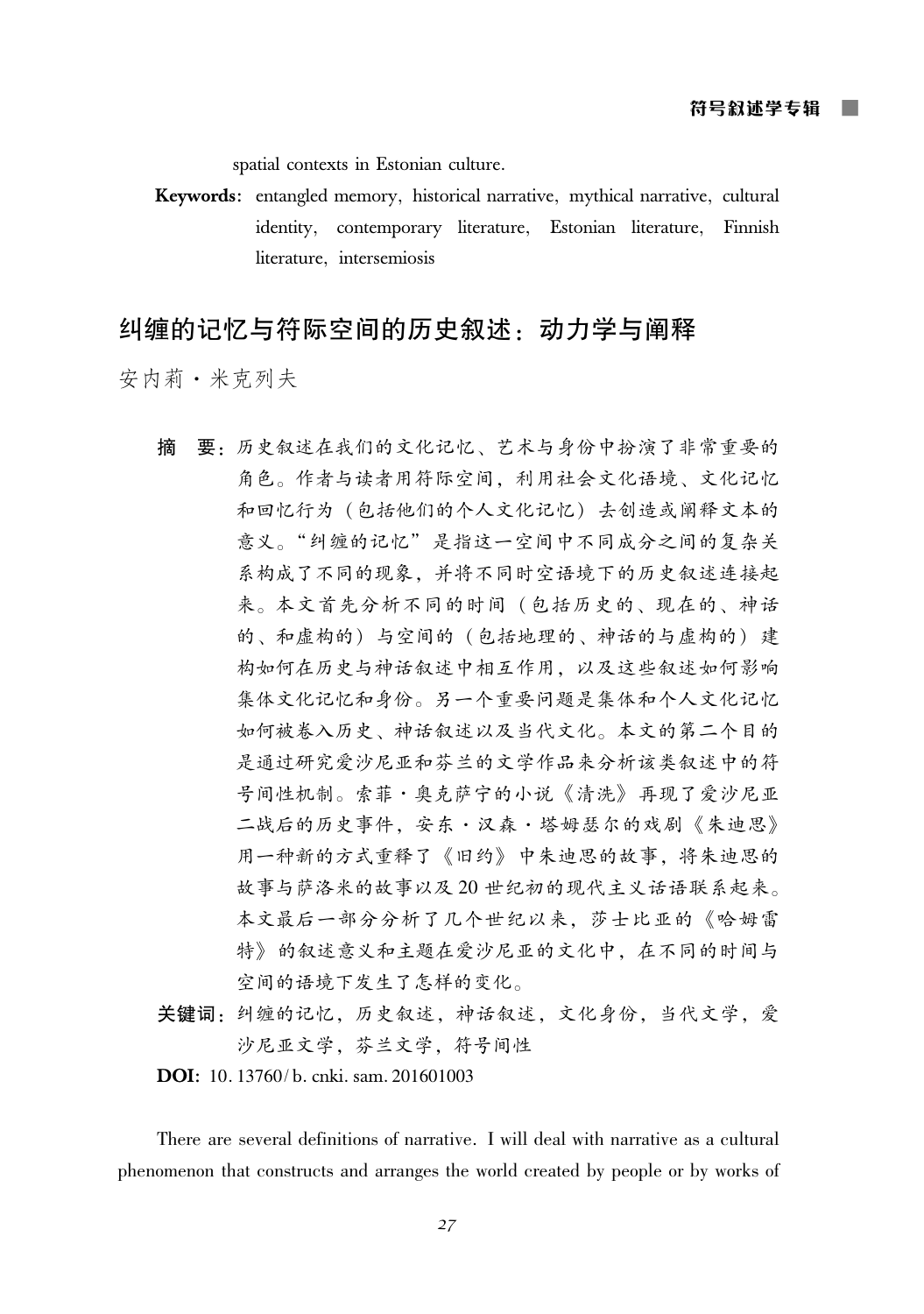spatial contexts in Estonian culture.

**Keywords**: entangled memory, historical narrative, mythical narrative, cultural identity, contemporary literature, Estonian literature, Finnish literature, intersemiosis

## 纠缠的记忆与符际空间的历史叙述：动力学与阐释

安内莉·米克列夫

**摘　要**：历史叙述在我们的文化记忆、艺术与身份中扮演了非常重要的角色。作者与读者用符际空间，利用社会文化语境、文化记忆和回忆行为（包括他们的个人文化记忆）去创造或阐释文本的意义。"纠缠的记忆"是指这一空间中不同成分之间的复杂关系构成了不同的现象，并将不同时空语境下的历史叙述连接起来。本文首先分析不同的时间（包括历史的、现在的、神话的、和虚构的）与空间的（包括地理的、神话的与虚构的）建构如何在历史与神话叙述中相互作用，以及这些叙述如何影响集体文化记忆和身份。另一个重要问题是集体和个人文化记忆如何被卷入历史、神话叙述以及当代文化。本文的第二个目的是通过研究爱沙尼亚和芬兰的文学作品来分析该类叙述中的符号间性机制。索菲·奥克萨宁的小说《清洗》再现了爱沙尼亚二战后的历史事件，安东·汉森·塔姆瑟尔的戏剧《朱迪思》用一种新的方式重释了《旧约》中朱迪思的故事，将朱迪思的故事与萨洛米的故事以及20世纪初的现代主义话语联系起来。本文最后一部分分析了几个世纪以来，莎士比亚的《哈姆雷特》的叙述意义和主题在爱沙尼亚的文化中，在不同的时间与空间的语境下发生了怎样的变化。

**关键词**：纠缠的记忆，历史叙述，神话叙述，文化身份，当代文学，爱沙尼亚文学，芬兰文学，符号间性

**DOI**: 10.13760/b.cnki.sam.201601003

There are several definitions of narrative. I will deal with narrative as a cultural phenomenon that constructs and arranges the world created by people or by works of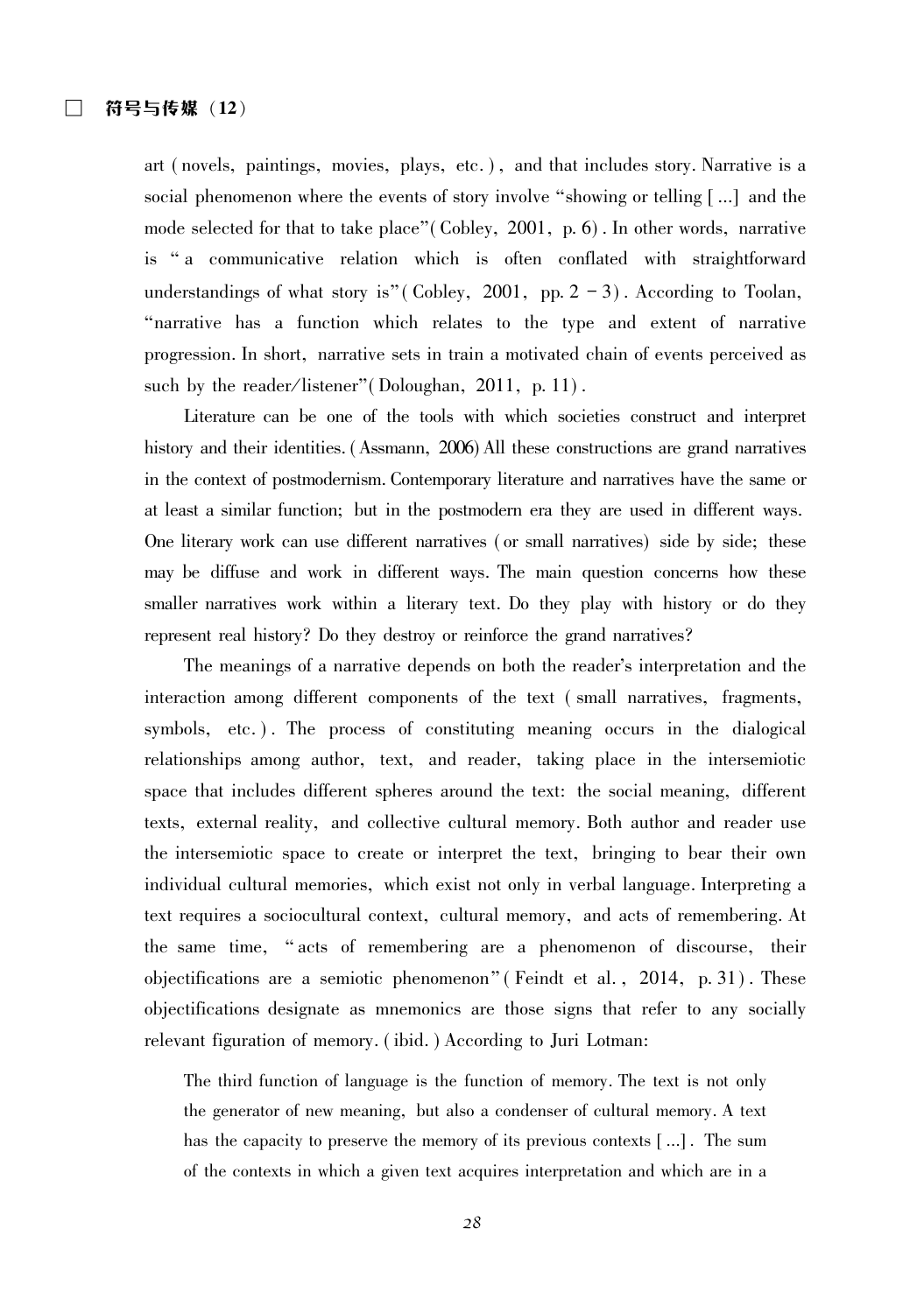art (novels, paintings, movies, plays, etc.), and that includes story. Narrative is a social phenomenon where the events of story involve "showing or telling [...] and the mode selected for that to take place"(Cobley, 2001, p. 6). In other words, narrative is "a communicative relation which is often conflated with straightforward understandings of what story is"(Cobley, 2001, pp. 2 – 3). According to Toolan, "narrative has a function which relates to the type and extent of narrative progression. In short, narrative sets in train a motivated chain of events perceived as such by the reader/listener"(Doloughan, 2011, p. 11).

Literature can be one of the tools with which societies construct and interpret history and their identities. (Assmann, 2006) All these constructions are grand narratives in the context of postmodernism. Contemporary literature and narratives have the same or at least a similar function; but in the postmodern era they are used in different ways. One literary work can use different narratives (or small narratives) side by side; these may be diffuse and work in different ways. The main question concerns how these smaller narratives work within a literary text. Do they play with history or do they represent real history? Do they destroy or reinforce the grand narratives?

The meanings of a narrative depends on both the reader's interpretation and the interaction among different components of the text (small narratives, fragments, symbols, etc.). The process of constituting meaning occurs in the dialogical relationships among author, text, and reader, taking place in the intersemiotic space that includes different spheres around the text: the social meaning, different texts, external reality, and collective cultural memory. Both author and reader use the intersemiotic space to create or interpret the text, bringing to bear their own individual cultural memories, which exist not only in verbal language. Interpreting a text requires a sociocultural context, cultural memory, and acts of remembering. At the same time, "acts of remembering are a phenomenon of discourse, their objectifications are a semiotic phenomenon"(Feindt et al., 2014, p. 31). These objectifications designate as mnemonics are those signs that refer to any socially relevant figuration of memory. (ibid.) According to Juri Lotman:

> The third function of language is the function of memory. The text is not only the generator of new meaning, but also a condenser of cultural memory. A text has the capacity to preserve the memory of its previous contexts [...]. The sum of the contexts in which a given text acquires interpretation and which are in a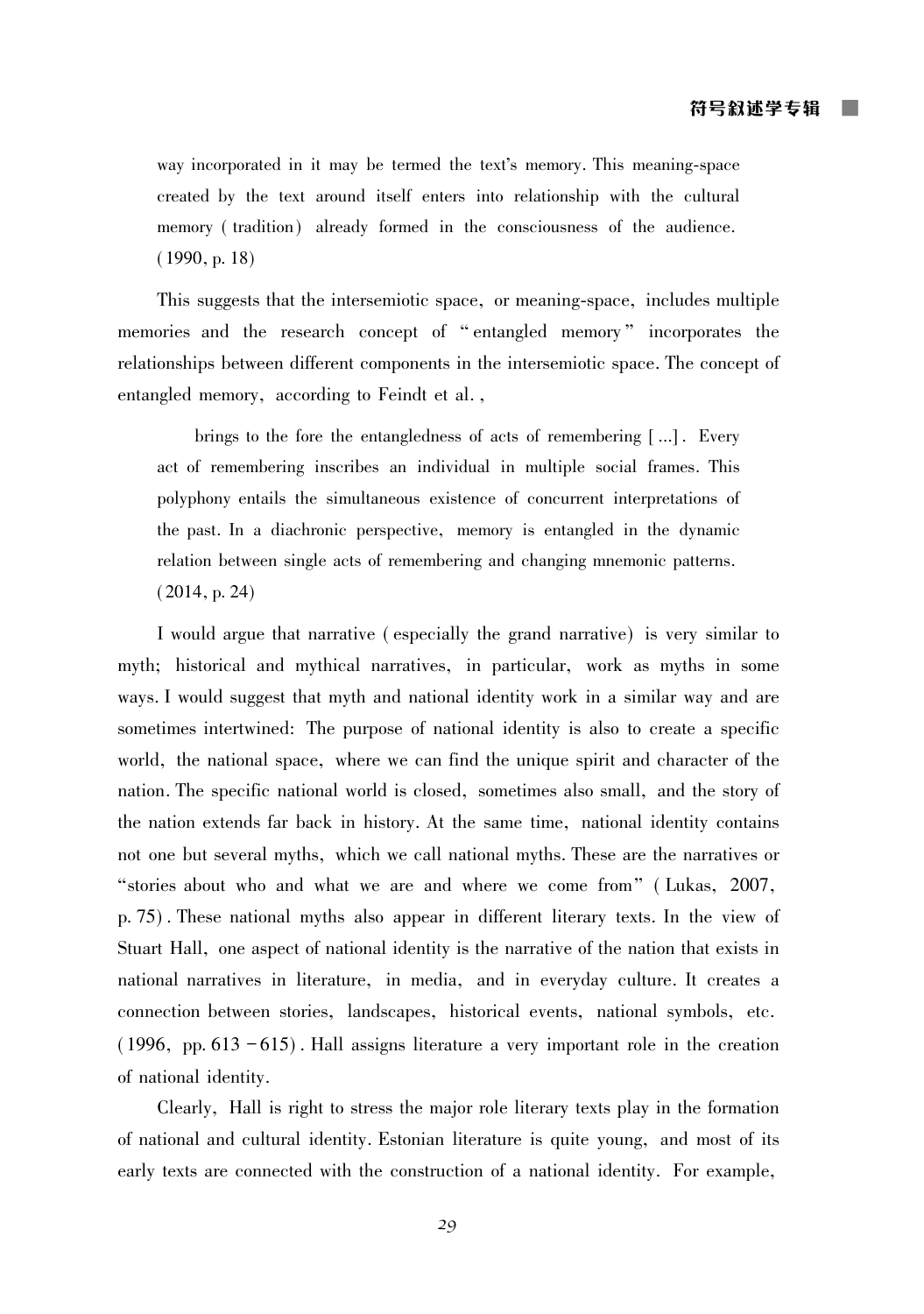> way incorporated in it may be termed the text's memory. This meaning-space created by the text around itself enters into relationship with the cultural memory (tradition) already formed in the consciousness of the audience. (1990, p. 18)

This suggests that the intersemiotic space, or meaning-space, includes multiple memories and the research concept of "entangled memory" incorporates the relationships between different components in the intersemiotic space. The concept of entangled memory, according to Feindt et al.,

> brings to the fore the entangledness of acts of remembering [...]. Every act of remembering inscribes an individual in multiple social frames. This polyphony entails the simultaneous existence of concurrent interpretations of the past. In a diachronic perspective, memory is entangled in the dynamic relation between single acts of remembering and changing mnemonic patterns. (2014, p. 24)

I would argue that narrative (especially the grand narrative) is very similar to myth; historical and mythical narratives, in particular, work as myths in some ways. I would suggest that myth and national identity work in a similar way and are sometimes intertwined: The purpose of national identity is also to create a specific world, the national space, where we can find the unique spirit and character of the nation. The specific national world is closed, sometimes also small, and the story of the nation extends far back in history. At the same time, national identity contains not one but several myths, which we call national myths. These are the narratives or "stories about who and what we are and where we come from" (Lukas, 2007, p. 75). These national myths also appear in different literary texts. In the view of Stuart Hall, one aspect of national identity is the narrative of the nation that exists in national narratives in literature, in media, and in everyday culture. It creates a connection between stories, landscapes, historical events, national symbols, etc. (1996, pp. 613 – 615). Hall assigns literature a very important role in the creation of national identity.

Clearly, Hall is right to stress the major role literary texts play in the formation of national and cultural identity. Estonian literature is quite young, and most of its early texts are connected with the construction of a national identity. For example,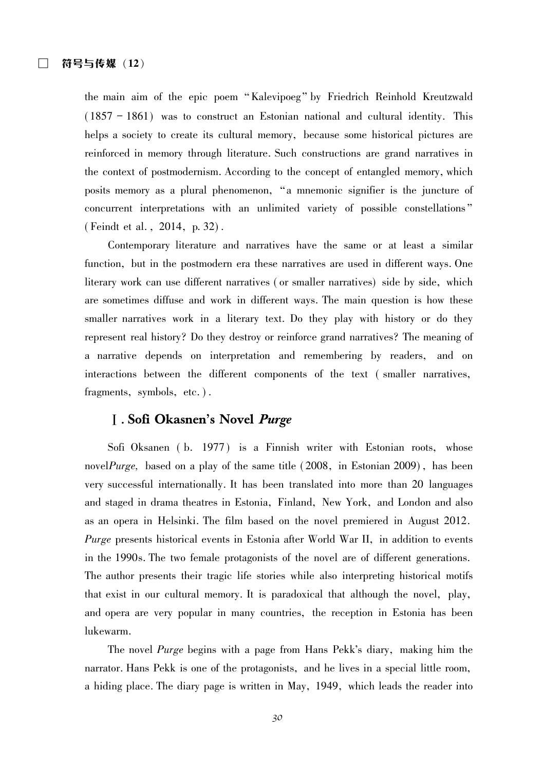the main aim of the epic poem "Kalevipoeg" by Friedrich Reinhold Kreutzwald (1857 – 1861) was to construct an Estonian national and cultural identity. This helps a society to create its cultural memory, because some historical pictures are reinforced in memory through literature. Such constructions are grand narratives in the context of postmodernism. According to the concept of entangled memory, which posits memory as a plural phenomenon, "a mnemonic signifier is the juncture of concurrent interpretations with an unlimited variety of possible constellations" (Feindt et al., 2014, p. 32).

Contemporary literature and narratives have the same or at least a similar function, but in the postmodern era these narratives are used in different ways. One literary work can use different narratives (or smaller narratives) side by side, which are sometimes diffuse and work in different ways. The main question is how these smaller narratives work in a literary text. Do they play with history or do they represent real history? Do they destroy or reinforce grand narratives? The meaning of a narrative depends on interpretation and remembering by readers, and on interactions between the different components of the text (smaller narratives, fragments, symbols, etc.).

## Ⅰ. Sofi Okasnen's Novel *Purge*

Sofi Oksanen (b. 1977) is a Finnish writer with Estonian roots, whose novel*Purge*, based on a play of the same title (2008, in Estonian 2009), has been very successful internationally. It has been translated into more than 20 languages and staged in drama theatres in Estonia, Finland, New York, and London and also as an opera in Helsinki. The film based on the novel premiered in August 2012. *Purge* presents historical events in Estonia after World War II, in addition to events in the 1990s. The two female protagonists of the novel are of different generations. The author presents their tragic life stories while also interpreting historical motifs that exist in our cultural memory. It is paradoxical that although the novel, play, and opera are very popular in many countries, the reception in Estonia has been lukewarm.

The novel *Purge* begins with a page from Hans Pekk's diary, making him the narrator. Hans Pekk is one of the protagonists, and he lives in a special little room, a hiding place. The diary page is written in May, 1949, which leads the reader into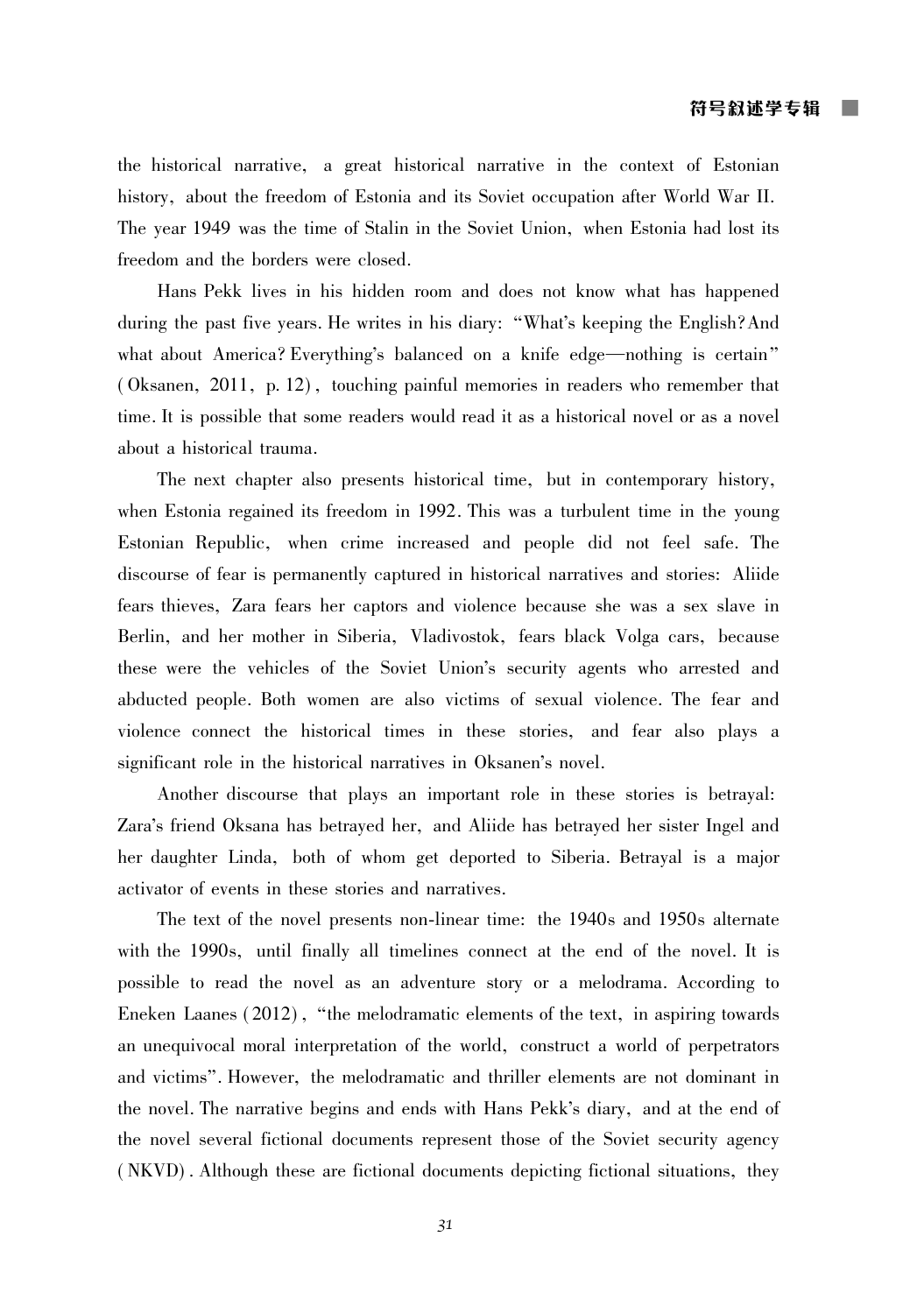the historical narrative, a great historical narrative in the context of Estonian history, about the freedom of Estonia and its Soviet occupation after World War II. The year 1949 was the time of Stalin in the Soviet Union, when Estonia had lost its freedom and the borders were closed.

Hans Pekk lives in his hidden room and does not know what has happened during the past five years. He writes in his diary: "What's keeping the English? And what about America? Everything's balanced on a knife edge—nothing is certain" (Oksanen, 2011, p. 12), touching painful memories in readers who remember that time. It is possible that some readers would read it as a historical novel or as a novel about a historical trauma.

The next chapter also presents historical time, but in contemporary history, when Estonia regained its freedom in 1992. This was a turbulent time in the young Estonian Republic, when crime increased and people did not feel safe. The discourse of fear is permanently captured in historical narratives and stories: Aliide fears thieves, Zara fears her captors and violence because she was a sex slave in Berlin, and her mother in Siberia, Vladivostok, fears black Volga cars, because these were the vehicles of the Soviet Union's security agents who arrested and abducted people. Both women are also victims of sexual violence. The fear and violence connect the historical times in these stories, and fear also plays a significant role in the historical narratives in Oksanen's novel.

Another discourse that plays an important role in these stories is betrayal: Zara's friend Oksana has betrayed her, and Aliide has betrayed her sister Ingel and her daughter Linda, both of whom get deported to Siberia. Betrayal is a major activator of events in these stories and narratives.

The text of the novel presents non-linear time: the 1940s and 1950s alternate with the 1990s, until finally all timelines connect at the end of the novel. It is possible to read the novel as an adventure story or a melodrama. According to Eneken Laanes (2012), "the melodramatic elements of the text, in aspiring towards an unequivocal moral interpretation of the world, construct a world of perpetrators and victims". However, the melodramatic and thriller elements are not dominant in the novel. The narrative begins and ends with Hans Pekk's diary, and at the end of the novel several fictional documents represent those of the Soviet security agency (NKVD). Although these are fictional documents depicting fictional situations, they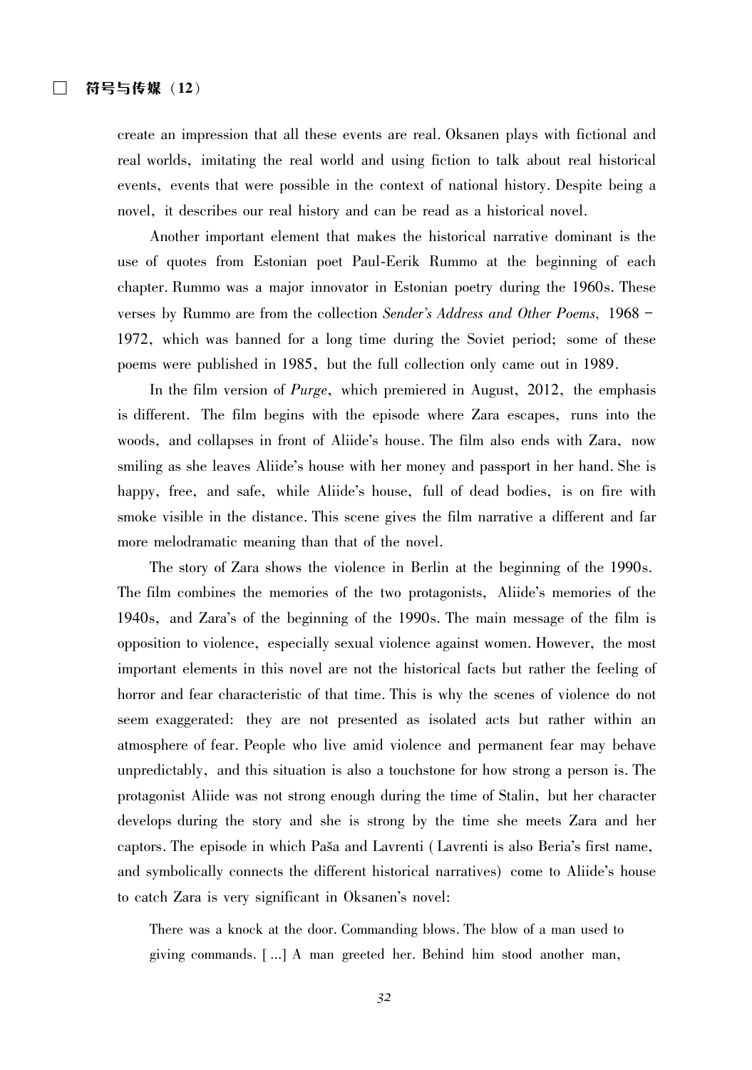create an impression that all these events are real. Oksanen plays with fictional and real worlds, imitating the real world and using fiction to talk about real historical events, events that were possible in the context of national history. Despite being a novel, it describes our real history and can be read as a historical novel.

Another important element that makes the historical narrative dominant is the use of quotes from Estonian poet Paul-Eerik Rummo at the beginning of each chapter. Rummo was a major innovator in Estonian poetry during the 1960s. These verses by Rummo are from the collection *Sender's Address and Other Poems*, 1968 - 1972, which was banned for a long time during the Soviet period; some of these poems were published in 1985, but the full collection only came out in 1989.

In the film version of *Purge*, which premiered in August, 2012, the emphasis is different. The film begins with the episode where Zara escapes, runs into the woods, and collapses in front of Aliide's house. The film also ends with Zara, now smiling as she leaves Aliide's house with her money and passport in her hand. She is happy, free, and safe, while Aliide's house, full of dead bodies, is on fire with smoke visible in the distance. This scene gives the film narrative a different and far more melodramatic meaning than that of the novel.

The story of Zara shows the violence in Berlin at the beginning of the 1990s. The film combines the memories of the two protagonists, Aliide's memories of the 1940s, and Zara's of the beginning of the 1990s. The main message of the film is opposition to violence, especially sexual violence against women. However, the most important elements in this novel are not the historical facts but rather the feeling of horror and fear characteristic of that time. This is why the scenes of violence do not seem exaggerated: they are not presented as isolated acts but rather within an atmosphere of fear. People who live amid violence and permanent fear may behave unpredictably, and this situation is also a touchstone for how strong a person is. The protagonist Aliide was not strong enough during the time of Stalin, but her character develops during the story and she is strong by the time she meets Zara and her captors. The episode in which Paša and Lavrenti (Lavrenti is also Beria's first name, and symbolically connects the different historical narratives) come to Aliide's house to catch Zara is very significant in Oksanen's novel:

> There was a knock at the door. Commanding blows. The blow of a man used to giving commands. [...] A man greeted her. Behind him stood another man,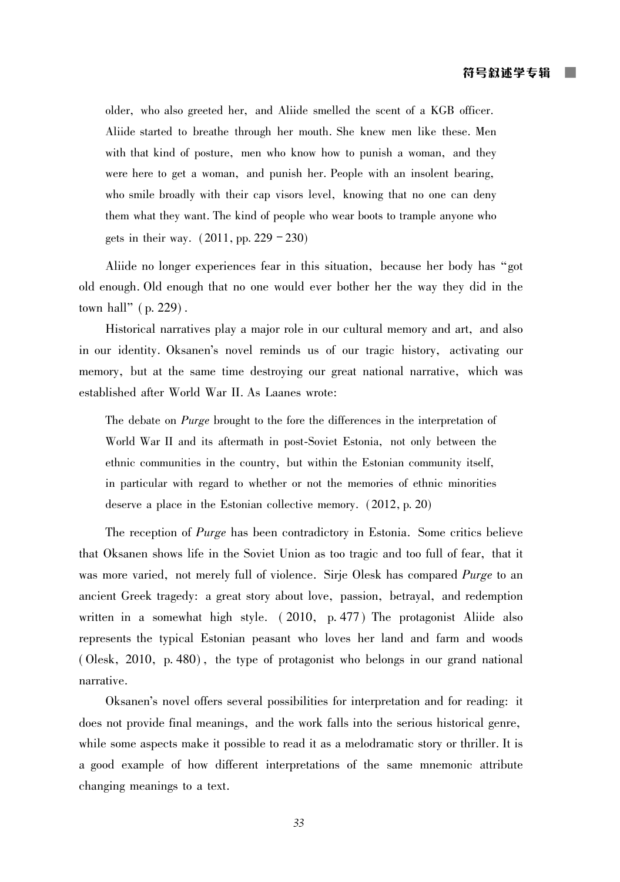older, who also greeted her, and Aliide smelled the scent of a KGB officer. Aliide started to breathe through her mouth. She knew men like these. Men with that kind of posture, men who know how to punish a woman, and they were here to get a woman, and punish her. People with an insolent bearing, who smile broadly with their cap visors level, knowing that no one can deny them what they want. The kind of people who wear boots to trample anyone who gets in their way. (2011, pp. 229 - 230)

Aliide no longer experiences fear in this situation, because her body has "got old enough. Old enough that no one would ever bother her the way they did in the town hall" (p. 229).

Historical narratives play a major role in our cultural memory and art, and also in our identity. Oksanen's novel reminds us of our tragic history, activating our memory, but at the same time destroying our great national narrative, which was established after World War II. As Laanes wrote:

> The debate on *Purge* brought to the fore the differences in the interpretation of World War II and its aftermath in post-Soviet Estonia, not only between the ethnic communities in the country, but within the Estonian community itself, in particular with regard to whether or not the memories of ethnic minorities deserve a place in the Estonian collective memory. (2012, p. 20)

The reception of *Purge* has been contradictory in Estonia. Some critics believe that Oksanen shows life in the Soviet Union as too tragic and too full of fear, that it was more varied, not merely full of violence. Sirje Olesk has compared *Purge* to an ancient Greek tragedy: a great story about love, passion, betrayal, and redemption written in a somewhat high style. (2010, p. 477) The protagonist Aliide also represents the typical Estonian peasant who loves her land and farm and woods (Olesk, 2010, p. 480), the type of protagonist who belongs in our grand national narrative.

Oksanen's novel offers several possibilities for interpretation and for reading: it does not provide final meanings, and the work falls into the serious historical genre, while some aspects make it possible to read it as a melodramatic story or thriller. It is a good example of how different interpretations of the same mnemonic attribute changing meanings to a text.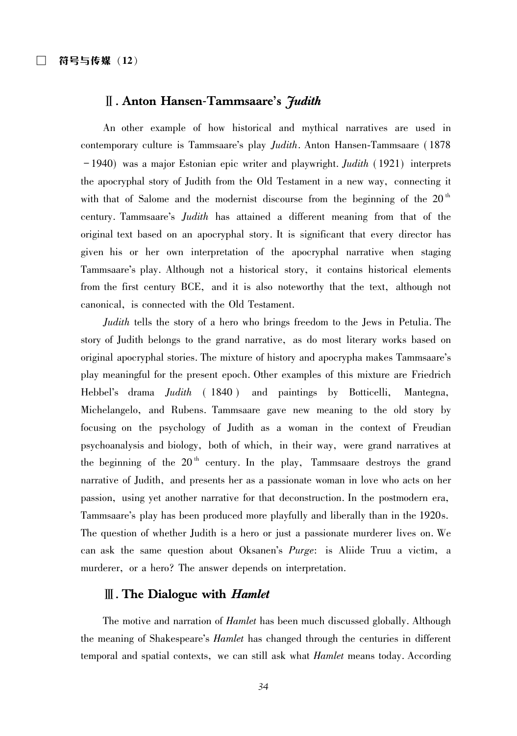## Ⅱ. Anton Hansen-Tammsaare's *Judith*

An other example of how historical and mythical narratives are used in contemporary culture is Tammsaare's play *Judith*. Anton Hansen-Tammsaare (1878 −1940) was a major Estonian epic writer and playwright. *Judith* (1921) interprets the apocryphal story of Judith from the Old Testament in a new way, connecting it with that of Salome and the modernist discourse from the beginning of the 20th century. Tammsaare's *Judith* has attained a different meaning from that of the original text based on an apocryphal story. It is significant that every director has given his or her own interpretation of the apocryphal narrative when staging Tammsaare's play. Although not a historical story, it contains historical elements from the first century BCE, and it is also noteworthy that the text, although not canonical, is connected with the Old Testament.

*Judith* tells the story of a hero who brings freedom to the Jews in Petulia. The story of Judith belongs to the grand narrative, as do most literary works based on original apocryphal stories. The mixture of history and apocrypha makes Tammsaare's play meaningful for the present epoch. Other examples of this mixture are Friedrich Hebbel's drama *Judith* (1840) and paintings by Botticelli, Mantegna, Michelangelo, and Rubens. Tammsaare gave new meaning to the old story by focusing on the psychology of Judith as a woman in the context of Freudian psychoanalysis and biology, both of which, in their way, were grand narratives at the beginning of the 20th century. In the play, Tammsaare destroys the grand narrative of Judith, and presents her as a passionate woman in love who acts on her passion, using yet another narrative for that deconstruction. In the postmodern era, Tammsaare's play has been produced more playfully and liberally than in the 1920s. The question of whether Judith is a hero or just a passionate murderer lives on. We can ask the same question about Oksanen's *Purge*: is Aliide Truu a victim, a murderer, or a hero? The answer depends on interpretation.

## Ⅲ. The Dialogue with *Hamlet*

The motive and narration of *Hamlet* has been much discussed globally. Although the meaning of Shakespeare's *Hamlet* has changed through the centuries in different temporal and spatial contexts, we can still ask what *Hamlet* means today. According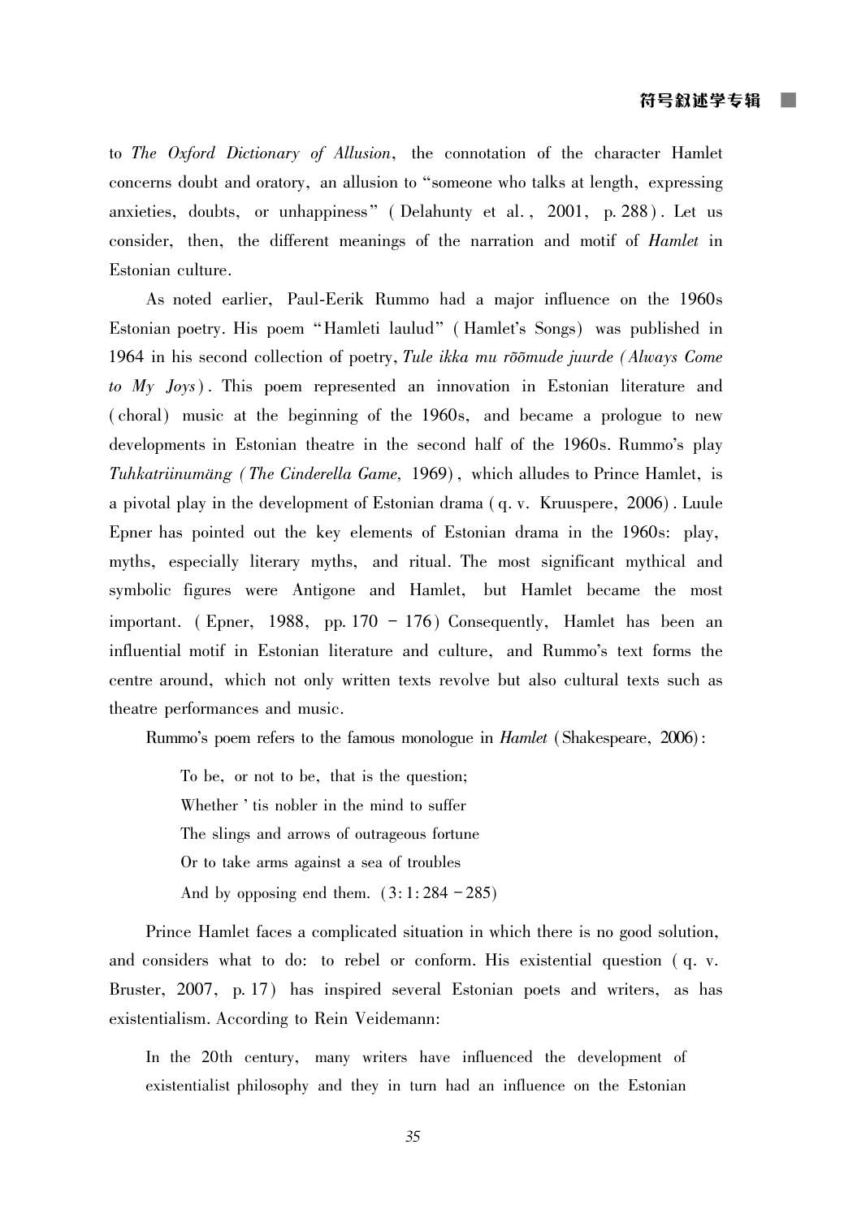to *The Oxford Dictionary of Allusion*, the connotation of the character Hamlet concerns doubt and oratory, an allusion to "someone who talks at length, expressing anxieties, doubts, or unhappiness" (Delahunty et al., 2001, p. 288). Let us consider, then, the different meanings of the narration and motif of *Hamlet* in Estonian culture.

As noted earlier, Paul-Eerik Rummo had a major influence on the 1960s Estonian poetry. His poem "Hamleti laulud" (Hamlet's Songs) was published in 1964 in his second collection of poetry, *Tule ikka mu rõõmude juurde (Always Come to My Joys)*. This poem represented an innovation in Estonian literature and (choral) music at the beginning of the 1960s, and became a prologue to new developments in Estonian theatre in the second half of the 1960s. Rummo's play *Tuhkatriinumäng (The Cinderella Game*, 1969), which alludes to Prince Hamlet, is a pivotal play in the development of Estonian drama (q. v. Kruuspere, 2006). Luule Epner has pointed out the key elements of Estonian drama in the 1960s: play, myths, especially literary myths, and ritual. The most significant mythical and symbolic figures were Antigone and Hamlet, but Hamlet became the most important. (Epner, 1988, pp. 170 – 176) Consequently, Hamlet has been an influential motif in Estonian literature and culture, and Rummo's text forms the centre around, which not only written texts revolve but also cultural texts such as theatre performances and music.

Rummo's poem refers to the famous monologue in *Hamlet* (Shakespeare, 2006):

> To be, or not to be, that is the question;
> Whether 'tis nobler in the mind to suffer
> The slings and arrows of outrageous fortune
> Or to take arms against a sea of troubles
> And by opposing end them. (3:1:284 – 285)

Prince Hamlet faces a complicated situation in which there is no good solution, and considers what to do: to rebel or conform. His existential question (q. v. Bruster, 2007, p. 17) has inspired several Estonian poets and writers, as has existentialism. According to Rein Veidemann:

> In the 20th century, many writers have influenced the development of existentialist philosophy and they in turn had an influence on the Estonian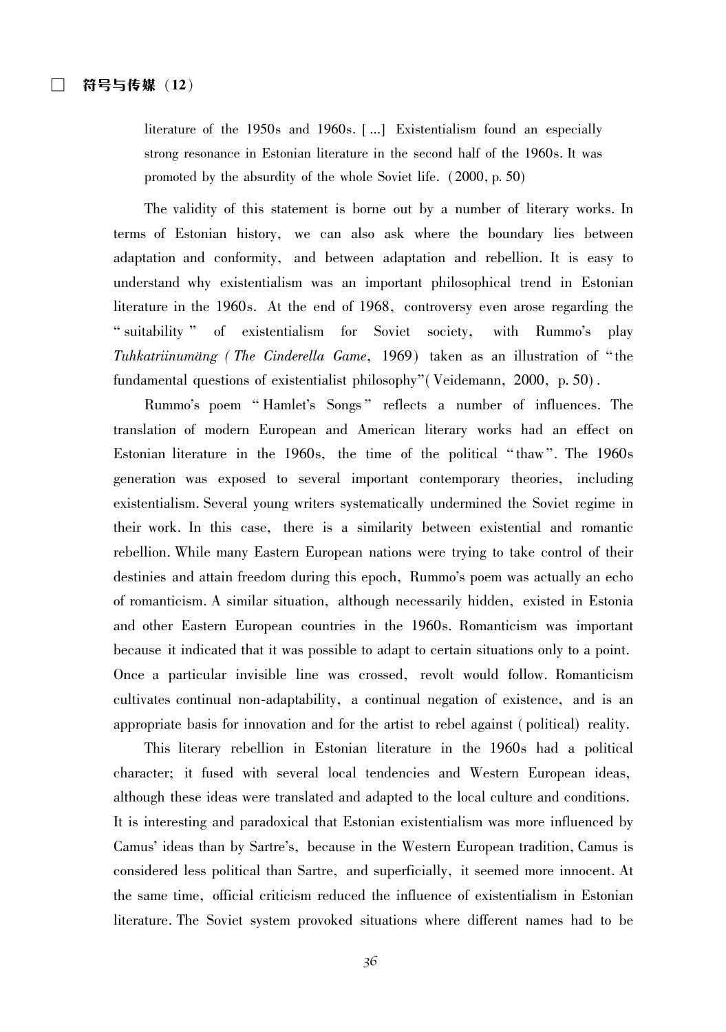> literature of the 1950s and 1960s. [...] Existentialism found an especially strong resonance in Estonian literature in the second half of the 1960s. It was promoted by the absurdity of the whole Soviet life. (2000, p. 50)

The validity of this statement is borne out by a number of literary works. In terms of Estonian history, we can also ask where the boundary lies between adaptation and conformity, and between adaptation and rebellion. It is easy to understand why existentialism was an important philosophical trend in Estonian literature in the 1960s. At the end of 1968, controversy even arose regarding the "suitability" of existentialism for Soviet society, with Rummo's play *Tuhkatriinumäng* (*The Cinderella Game*, 1969) taken as an illustration of "the fundamental questions of existentialist philosophy" (Veidemann, 2000, p. 50).

Rummo's poem "Hamlet's Songs" reflects a number of influences. The translation of modern European and American literary works had an effect on Estonian literature in the 1960s, the time of the political "thaw". The 1960s generation was exposed to several important contemporary theories, including existentialism. Several young writers systematically undermined the Soviet regime in their work. In this case, there is a similarity between existential and romantic rebellion. While many Eastern European nations were trying to take control of their destinies and attain freedom during this epoch, Rummo's poem was actually an echo of romanticism. A similar situation, although necessarily hidden, existed in Estonia and other Eastern European countries in the 1960s. Romanticism was important because it indicated that it was possible to adapt to certain situations only to a point. Once a particular invisible line was crossed, revolt would follow. Romanticism cultivates continual non-adaptability, a continual negation of existence, and is an appropriate basis for innovation and for the artist to rebel against (political) reality.

This literary rebellion in Estonian literature in the 1960s had a political character; it fused with several local tendencies and Western European ideas, although these ideas were translated and adapted to the local culture and conditions. It is interesting and paradoxical that Estonian existentialism was more influenced by Camus' ideas than by Sartre's, because in the Western European tradition, Camus is considered less political than Sartre, and superficially, it seemed more innocent. At the same time, official criticism reduced the influence of existentialism in Estonian literature. The Soviet system provoked situations where different names had to be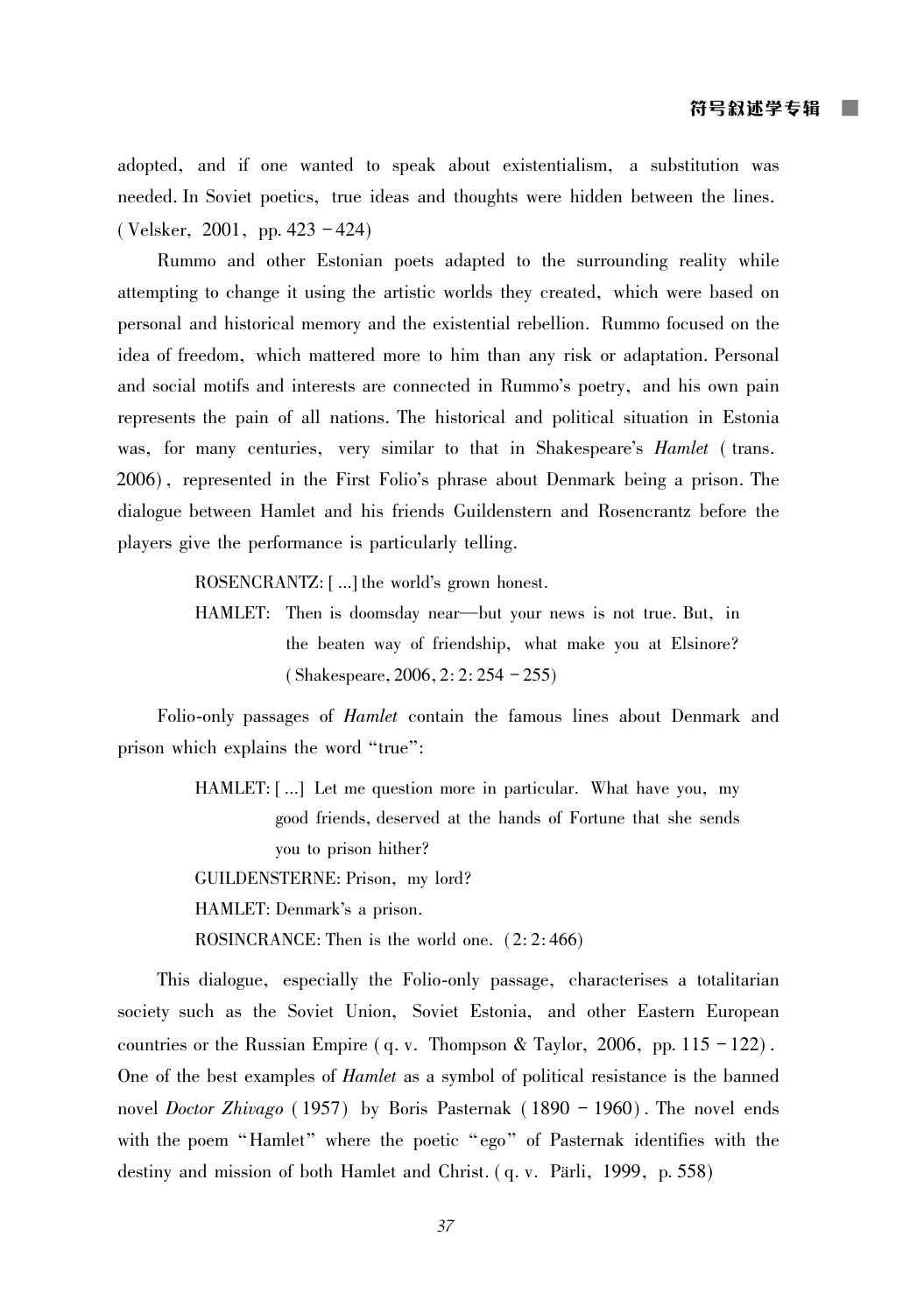adopted, and if one wanted to speak about existentialism, a substitution was needed. In Soviet poetics, true ideas and thoughts were hidden between the lines. (Velsker, 2001, pp. 423 – 424)

Rummo and other Estonian poets adapted to the surrounding reality while attempting to change it using the artistic worlds they created, which were based on personal and historical memory and the existential rebellion. Rummo focused on the idea of freedom, which mattered more to him than any risk or adaptation. Personal and social motifs and interests are connected in Rummo's poetry, and his own pain represents the pain of all nations. The historical and political situation in Estonia was, for many centuries, very similar to that in Shakespeare's *Hamlet* (trans. 2006), represented in the First Folio's phrase about Denmark being a prison. The dialogue between Hamlet and his friends Guildenstern and Rosencrantz before the players give the performance is particularly telling.

> ROSENCRANTZ: [...] the world's grown honest.
>
> HAMLET: Then is doomsday near—but your news is not true. But, in the beaten way of friendship, what make you at Elsinore? (Shakespeare, 2006, 2:2:254 – 255)

Folio-only passages of *Hamlet* contain the famous lines about Denmark and prison which explains the word "true":

> HAMLET: [...] Let me question more in particular. What have you, my good friends, deserved at the hands of Fortune that she sends you to prison hither?
>
> GUILDENSTERNE: Prison, my lord?
>
> HAMLET: Denmark's a prison.
>
> ROSINCRANCE: Then is the world one. (2:2:466)

This dialogue, especially the Folio-only passage, characterises a totalitarian society such as the Soviet Union, Soviet Estonia, and other Eastern European countries or the Russian Empire (q. v. Thompson & Taylor, 2006, pp. 115 – 122). One of the best examples of *Hamlet* as a symbol of political resistance is the banned novel *Doctor Zhivago* (1957) by Boris Pasternak (1890 – 1960). The novel ends with the poem "Hamlet" where the poetic "ego" of Pasternak identifies with the destiny and mission of both Hamlet and Christ. (q. v. Pärli, 1999, p. 558)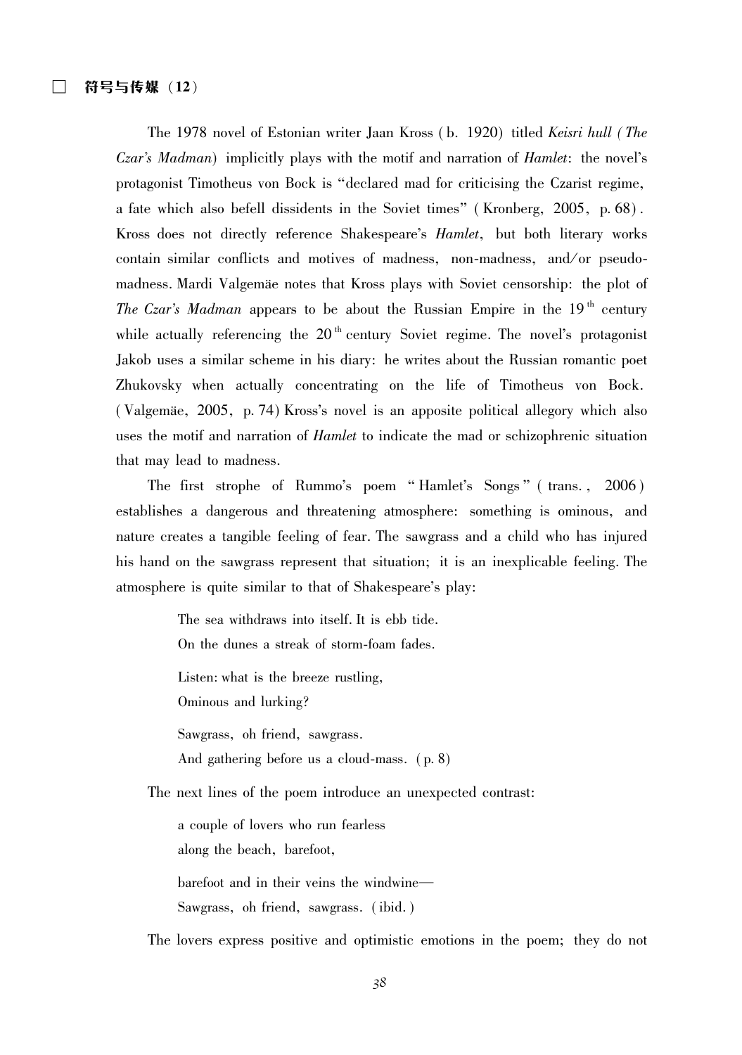The 1978 novel of Estonian writer Jaan Kross (b. 1920) titled *Keisri hull (The Czar's Madman)* implicitly plays with the motif and narration of *Hamlet*: the novel's protagonist Timotheus von Bock is "declared mad for criticising the Czarist regime, a fate which also befell dissidents in the Soviet times" (Kronberg, 2005, p. 68). Kross does not directly reference Shakespeare's *Hamlet*, but both literary works contain similar conflicts and motives of madness, non-madness, and/or pseudo-madness. Mardi Valgemäe notes that Kross plays with Soviet censorship: the plot of *The Czar's Madman* appears to be about the Russian Empire in the 19th century while actually referencing the 20th century Soviet regime. The novel's protagonist Jakob uses a similar scheme in his diary: he writes about the Russian romantic poet Zhukovsky when actually concentrating on the life of Timotheus von Bock. (Valgemäe, 2005, p. 74) Kross's novel is an apposite political allegory which also uses the motif and narration of *Hamlet* to indicate the mad or schizophrenic situation that may lead to madness.

The first strophe of Rummo's poem "Hamlet's Songs" (trans., 2006) establishes a dangerous and threatening atmosphere: something is ominous, and nature creates a tangible feeling of fear. The sawgrass and a child who has injured his hand on the sawgrass represent that situation; it is an inexplicable feeling. The atmosphere is quite similar to that of Shakespeare's play:

> The sea withdraws into itself. It is ebb tide.
> On the dunes a streak of storm-foam fades.
>
> Listen: what is the breeze rustling,
> Ominous and lurking?
>
> Sawgrass, oh friend, sawgrass.
> And gathering before us a cloud-mass. (p. 8)

The next lines of the poem introduce an unexpected contrast:

> a couple of lovers who run fearless
> along the beach, barefoot,
>
> barefoot and in their veins the windwine—
> Sawgrass, oh friend, sawgrass. (ibid.)

The lovers express positive and optimistic emotions in the poem; they do not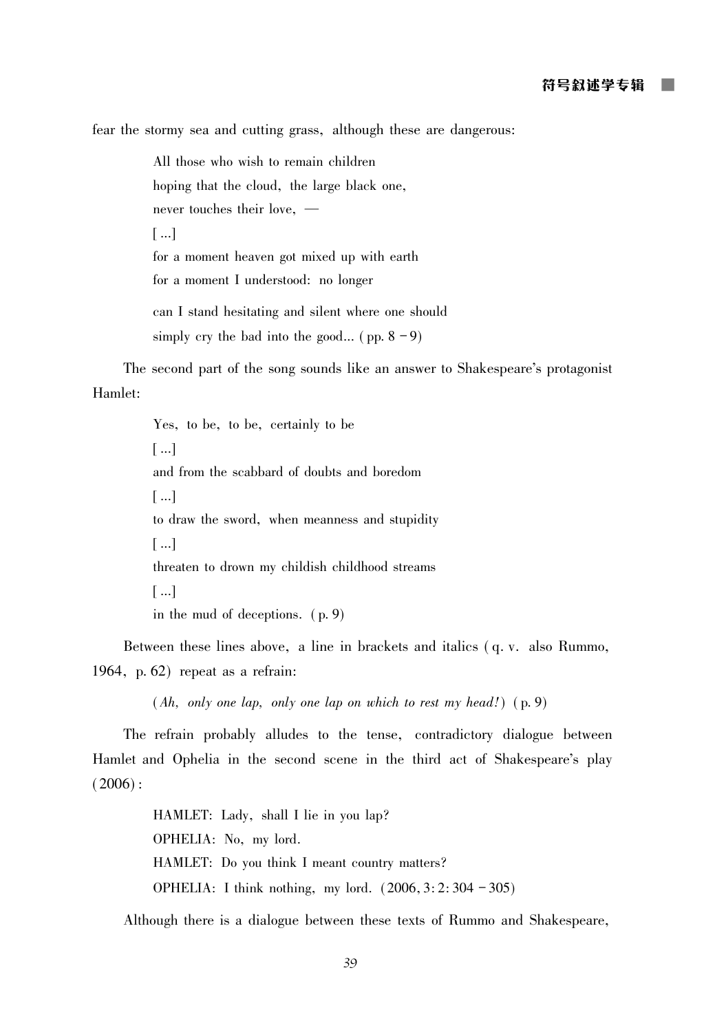fear the stormy sea and cutting grass, although these are dangerous:

> All those who wish to remain children
> hoping that the cloud, the large black one,
> never touches their love, —
> [...]
> for a moment heaven got mixed up with earth
> for a moment I understood: no longer
>
> can I stand hesitating and silent where one should
> simply cry the bad into the good... (pp. 8 – 9)

The second part of the song sounds like an answer to Shakespeare's protagonist Hamlet:

> Yes, to be, to be, certainly to be
> [...]
> and from the scabbard of doubts and boredom
> [...]
> to draw the sword, when meanness and stupidity
> [...]
> threaten to drown my childish childhood streams
> [...]
> in the mud of deceptions. (p. 9)

Between these lines above, a line in brackets and italics (q. v. also Rummo, 1964, p. 62) repeat as a refrain:

> (*Ah, only one lap, only one lap on which to rest my head!*) (p. 9)

The refrain probably alludes to the tense, contradictory dialogue between Hamlet and Ophelia in the second scene in the third act of Shakespeare's play (2006):

> HAMLET: Lady, shall I lie in you lap?
> OPHELIA: No, my lord.
> HAMLET: Do you think I meant country matters?
> OPHELIA: I think nothing, my lord. (2006, 3:2:304 – 305)

Although there is a dialogue between these texts of Rummo and Shakespeare,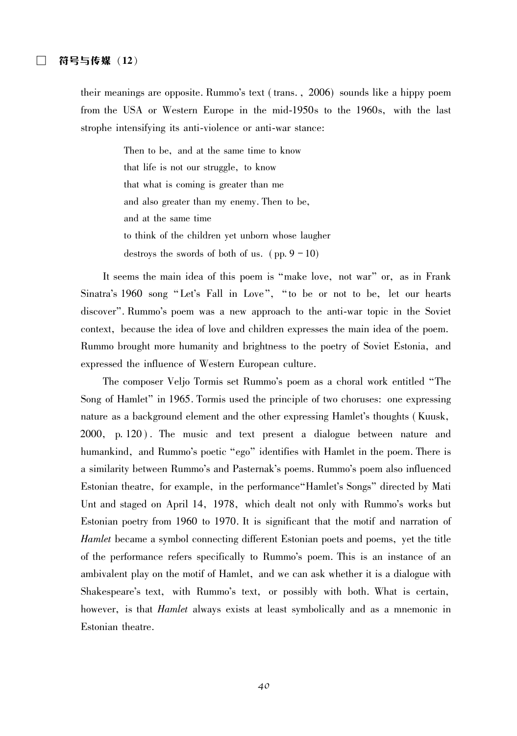their meanings are opposite. Rummo's text (trans., 2006) sounds like a hippy poem from the USA or Western Europe in the mid-1950s to the 1960s, with the last strophe intensifying its anti-violence or anti-war stance:

> Then to be, and at the same time to know
> that life is not our struggle, to know
> that what is coming is greater than me
> and also greater than my enemy. Then to be,
> and at the same time
> to think of the children yet unborn whose laugher
> destroys the swords of both of us. (pp. 9–10)

It seems the main idea of this poem is "make love, not war" or, as in Frank Sinatra's 1960 song "Let's Fall in Love", "to be or not to be, let our hearts discover". Rummo's poem was a new approach to the anti-war topic in the Soviet context, because the idea of love and children expresses the main idea of the poem. Rummo brought more humanity and brightness to the poetry of Soviet Estonia, and expressed the influence of Western European culture.

The composer Veljo Tormis set Rummo's poem as a choral work entitled "The Song of Hamlet" in 1965. Tormis used the principle of two choruses: one expressing nature as a background element and the other expressing Hamlet's thoughts (Kuusk, 2000, p. 120). The music and text present a dialogue between nature and humankind, and Rummo's poetic "ego" identifies with Hamlet in the poem. There is a similarity between Rummo's and Pasternak's poems. Rummo's poem also influenced Estonian theatre, for example, in the performance "Hamlet's Songs" directed by Mati Unt and staged on April 14, 1978, which dealt not only with Rummo's works but Estonian poetry from 1960 to 1970. It is significant that the motif and narration of *Hamlet* became a symbol connecting different Estonian poets and poems, yet the title of the performance refers specifically to Rummo's poem. This is an instance of an ambivalent play on the motif of Hamlet, and we can ask whether it is a dialogue with Shakespeare's text, with Rummo's text, or possibly with both. What is certain, however, is that *Hamlet* always exists at least symbolically and as a mnemonic in Estonian theatre.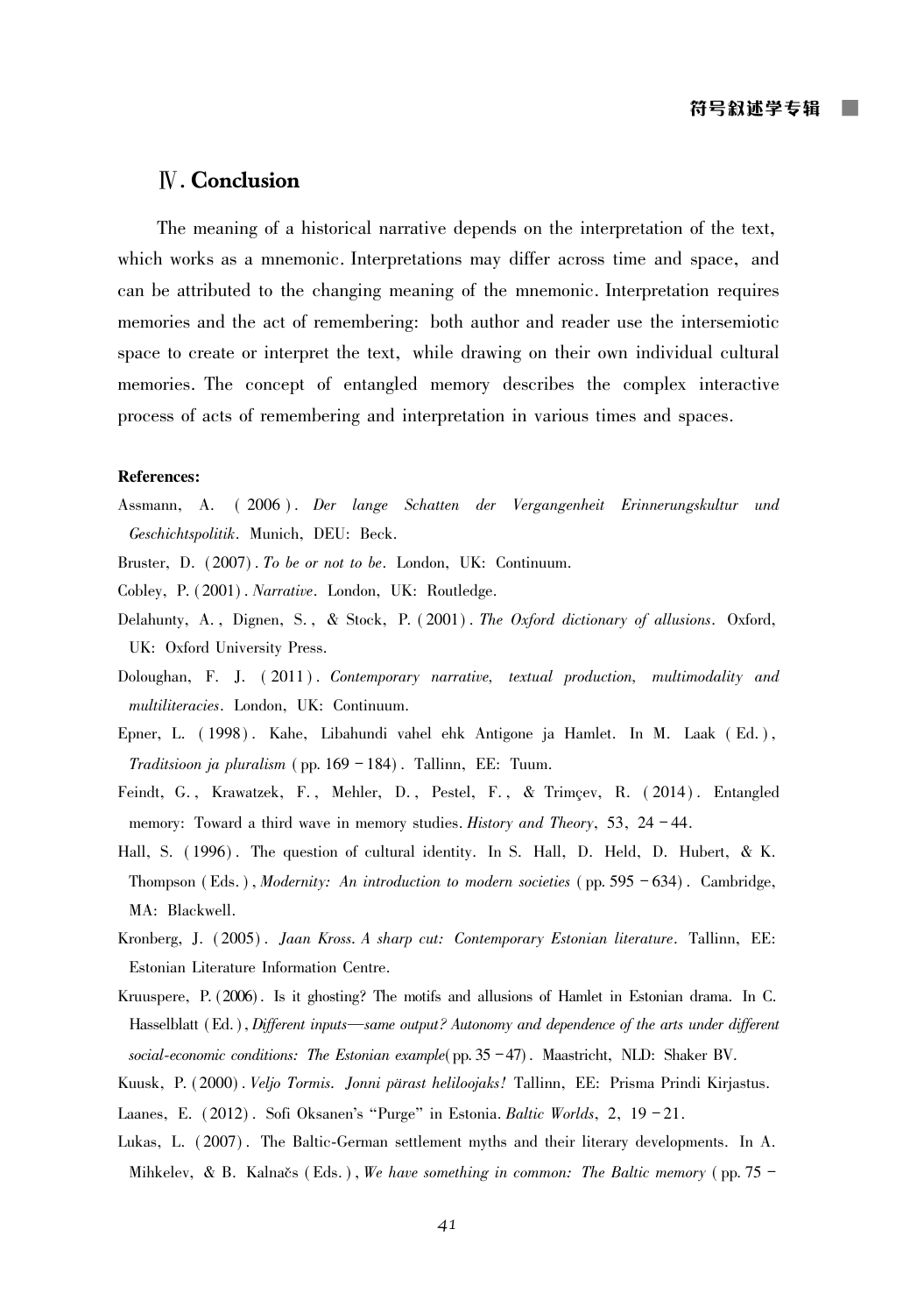## Ⅳ. Conclusion

The meaning of a historical narrative depends on the interpretation of the text, which works as a mnemonic. Interpretations may differ across time and space, and can be attributed to the changing meaning of the mnemonic. Interpretation requires memories and the act of remembering: both author and reader use the intersemiotic space to create or interpret the text, while drawing on their own individual cultural memories. The concept of entangled memory describes the complex interactive process of acts of remembering and interpretation in various times and spaces.

**References:**

Assmann, A. (2006). *Der lange Schatten der Vergangenheit Erinnerungskultur und Geschichtspolitik*. Munich, DEU: Beck.

Bruster, D. (2007). *To be or not to be*. London, UK: Continuum.

Cobley, P. (2001). *Narrative*. London, UK: Routledge.

Delahunty, A., Dignen, S., & Stock, P. (2001). *The Oxford dictionary of allusions*. Oxford, UK: Oxford University Press.

Doloughan, F. J. (2011). *Contemporary narrative, textual production, multimodality and multiliteracies*. London, UK: Continuum.

Epner, L. (1998). Kahe, Libahundi vahel ehk Antigone ja Hamlet. In M. Laak (Ed.), *Traditsioon ja pluralism* (pp. 169 – 184). Tallinn, EE: Tuum.

Feindt, G., Krawatzek, F., Mehler, D., Pestel, F., & Trimçev, R. (2014). Entangled memory: Toward a third wave in memory studies. *History and Theory*, 53, 24 – 44.

Hall, S. (1996). The question of cultural identity. In S. Hall, D. Held, D. Hubert, & K. Thompson (Eds.), *Modernity: An introduction to modern societies* (pp. 595 – 634). Cambridge, MA: Blackwell.

Kronberg, J. (2005). *Jaan Kross. A sharp cut: Contemporary Estonian literature*. Tallinn, EE: Estonian Literature Information Centre.

Kruuspere, P. (2006). Is it ghosting? The motifs and allusions of Hamlet in Estonian drama. In C. Hasselblatt (Ed.), *Different inputs—same output? Autonomy and dependence of the arts under different social-economic conditions: The Estonian example*(pp. 35 – 47). Maastricht, NLD: Shaker BV.

Kuusk, P. (2000). *Veljo Tormis. Jonni pärast heliloojaks!* Tallinn, EE: Prisma Prindi Kirjastus.

Laanes, E. (2012). Sofi Oksanen's "Purge" in Estonia. *Baltic Worlds*, 2, 19 – 21.

Lukas, L. (2007). The Baltic-German settlement myths and their literary developments. In A. Mihkelev, & B. Kalnačs (Eds.), *We have something in common: The Baltic memory* (pp. 75 –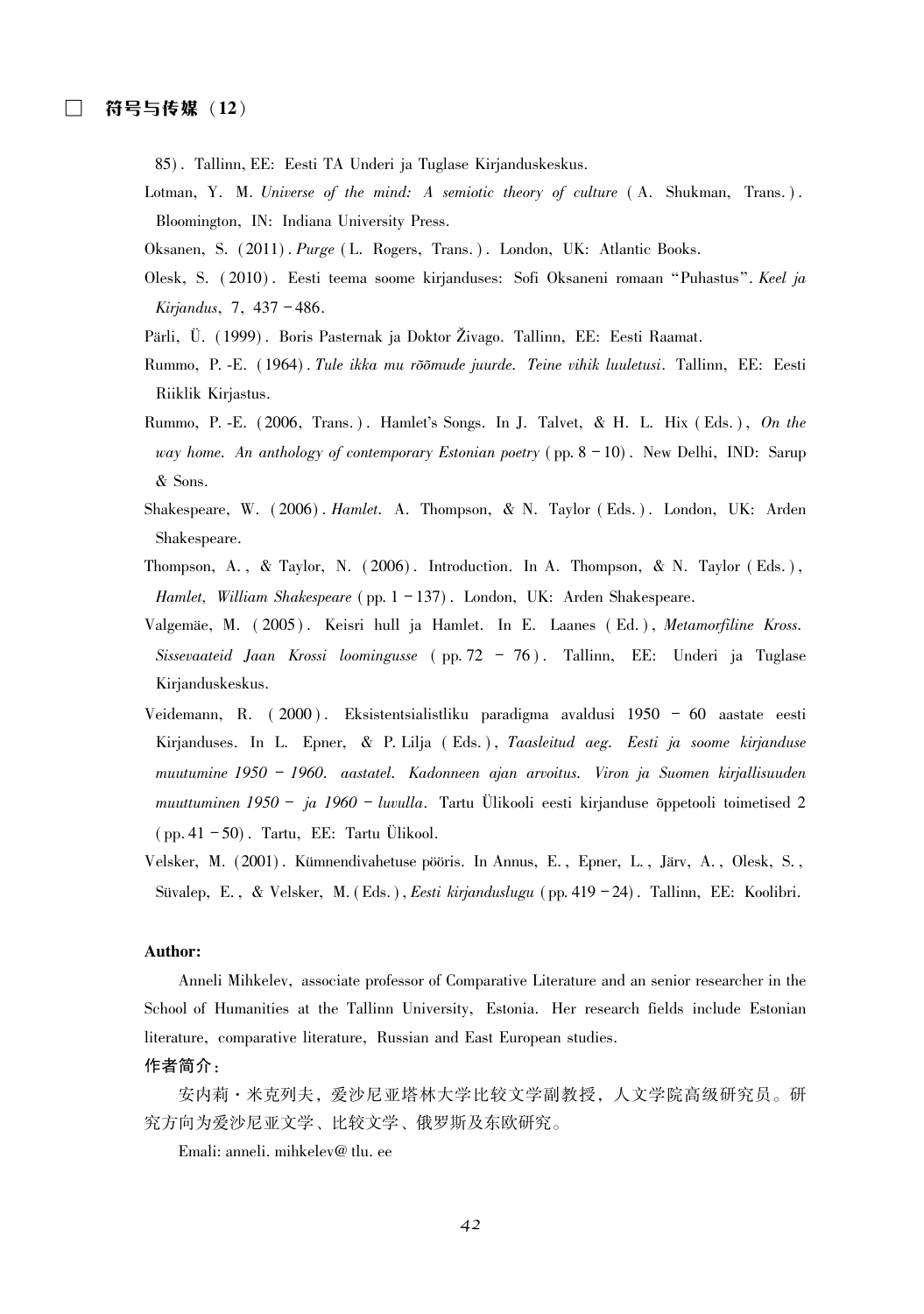85). Tallinn, EE: Eesti TA Underi ja Tuglase Kirjanduskeskus.

Lotman, Y. M. *Universe of the mind: A semiotic theory of culture* (A. Shukman, Trans.). Bloomington, IN: Indiana University Press.

Oksanen, S. (2011). *Purge* (L. Rogers, Trans.). London, UK: Atlantic Books.

Olesk, S. (2010). Eesti teema soome kirjanduses: Sofi Oksaneni romaan "Puhastus". *Keel ja Kirjandus*, 7, 437 – 486.

Pärli, Ü. (1999). Boris Pasternak ja Doktor Živago. Tallinn, EE: Eesti Raamat.

Rummo, P. -E. (1964). *Tule ikka mu rõõmude juurde. Teine vihik luuletusi*. Tallinn, EE: Eesti Riiklik Kirjastus.

Rummo, P. -E. (2006, Trans.). Hamlet's Songs. In J. Talvet, & H. L. Hix (Eds.), *On the way home. An anthology of contemporary Estonian poetry* (pp. 8 – 10). New Delhi, IND: Sarup & Sons.

Shakespeare, W. (2006). *Hamlet*. A. Thompson, & N. Taylor (Eds.). London, UK: Arden Shakespeare.

Thompson, A., & Taylor, N. (2006). Introduction. In A. Thompson, & N. Taylor (Eds.), *Hamlet, William Shakespeare* (pp. 1 – 137). London, UK: Arden Shakespeare.

Valgemäe, M. (2005). Keisri hull ja Hamlet. In E. Laanes (Ed.), *Metamorfiline Kross. Sissevaateid Jaan Krossi loomingusse* (pp. 72 – 76). Tallinn, EE: Underi ja Tuglase Kirjanduskeskus.

Veidemann, R. (2000). Eksistentsialistliku paradigma avaldusi 1950 – 60 aastate eesti Kirjanduses. In L. Epner, & P. Lilja (Eds.), *Taasleitud aeg. Eesti ja soome kirjanduse muutumine 1950 – 1960. aastatel. Kadonneen ajan arvoitus. Viron ja Suomen kirjallisuuden muuttuminen 1950 – ja 1960 – luvulla*. Tartu Ülikooli eesti kirjanduse õppetooli toimetised 2 (pp. 41 – 50). Tartu, EE: Tartu Ülikool.

Velsker, M. (2001). Kümnendivahetuse pööris. In Annus, E., Epner, L., Järv, A., Olesk, S., Süvalep, E., & Velsker, M. (Eds.), *Eesti kirjanduslugu* (pp. 419 – 24). Tallinn, EE: Koolibri.

**Author:**

Anneli Mihkelev, associate professor of Comparative Literature and an senior researcher in the School of Humanities at the Tallinn University, Estonia. Her research fields include Estonian literature, comparative literature, Russian and East European studies.

**作者简介：**

安内莉·米克列夫，爱沙尼亚塔林大学比较文学副教授，人文学院高级研究员。研究方向为爱沙尼亚文学、比较文学、俄罗斯及东欧研究。

Emali: anneli. mihkelev@ tlu. ee